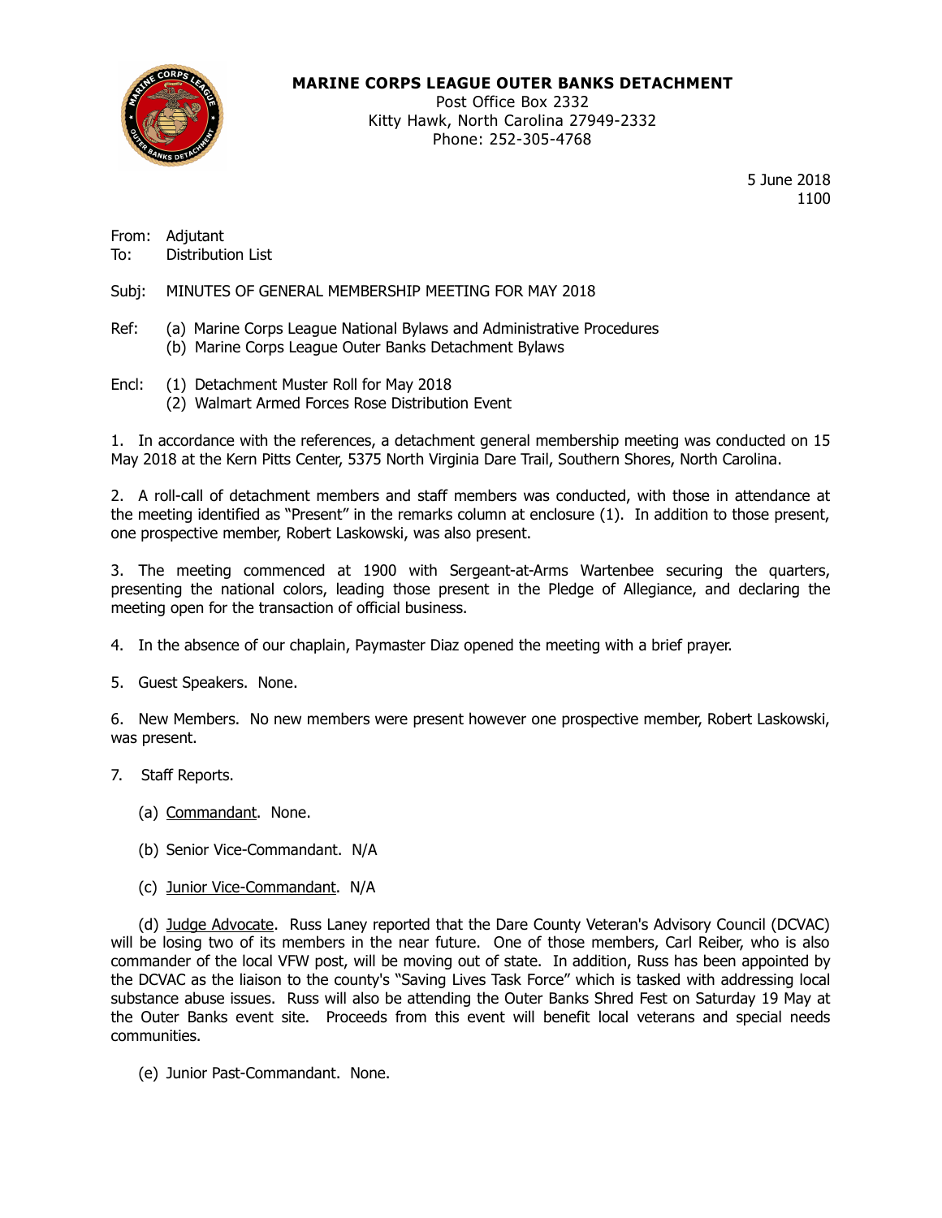**MARINE CORPS LEAGUE OUTER BANKS DETACHMENT**
Post Office Box 2332
Kitty Hawk, North Carolina 27949-2332
Phone: 252-305-4768

5 June 2018
1100

From: Adjutant
To: Distribution List

Subj: MINUTES OF GENERAL MEMBERSHIP MEETING FOR MAY 2018

Ref: (a) Marine Corps League National Bylaws and Administrative Procedures
(b) Marine Corps League Outer Banks Detachment Bylaws

Encl: (1) Detachment Muster Roll for May 2018
(2) Walmart Armed Forces Rose Distribution Event

1. In accordance with the references, a detachment general membership meeting was conducted on 15 May 2018 at the Kern Pitts Center, 5375 North Virginia Dare Trail, Southern Shores, North Carolina.

2. A roll-call of detachment members and staff members was conducted, with those in attendance at the meeting identified as "Present" in the remarks column at enclosure (1). In addition to those present, one prospective member, Robert Laskowski, was also present.

3. The meeting commenced at 1900 with Sergeant-at-Arms Wartenbee securing the quarters, presenting the national colors, leading those present in the Pledge of Allegiance, and declaring the meeting open for the transaction of official business.

4. In the absence of our chaplain, Paymaster Diaz opened the meeting with a brief prayer.

5. Guest Speakers. None.

6. New Members. No new members were present however one prospective member, Robert Laskowski, was present.

7. Staff Reports.

(a) Commandant. None.

(b) Senior Vice-Commandant. N/A

(c) Junior Vice-Commandant. N/A

(d) Judge Advocate. Russ Laney reported that the Dare County Veteran's Advisory Council (DCVAC) will be losing two of its members in the near future. One of those members, Carl Reiber, who is also commander of the local VFW post, will be moving out of state. In addition, Russ has been appointed by the DCVAC as the liaison to the county's "Saving Lives Task Force" which is tasked with addressing local substance abuse issues. Russ will also be attending the Outer Banks Shred Fest on Saturday 19 May at the Outer Banks event site. Proceeds from this event will benefit local veterans and special needs communities.

(e) Junior Past-Commandant. None.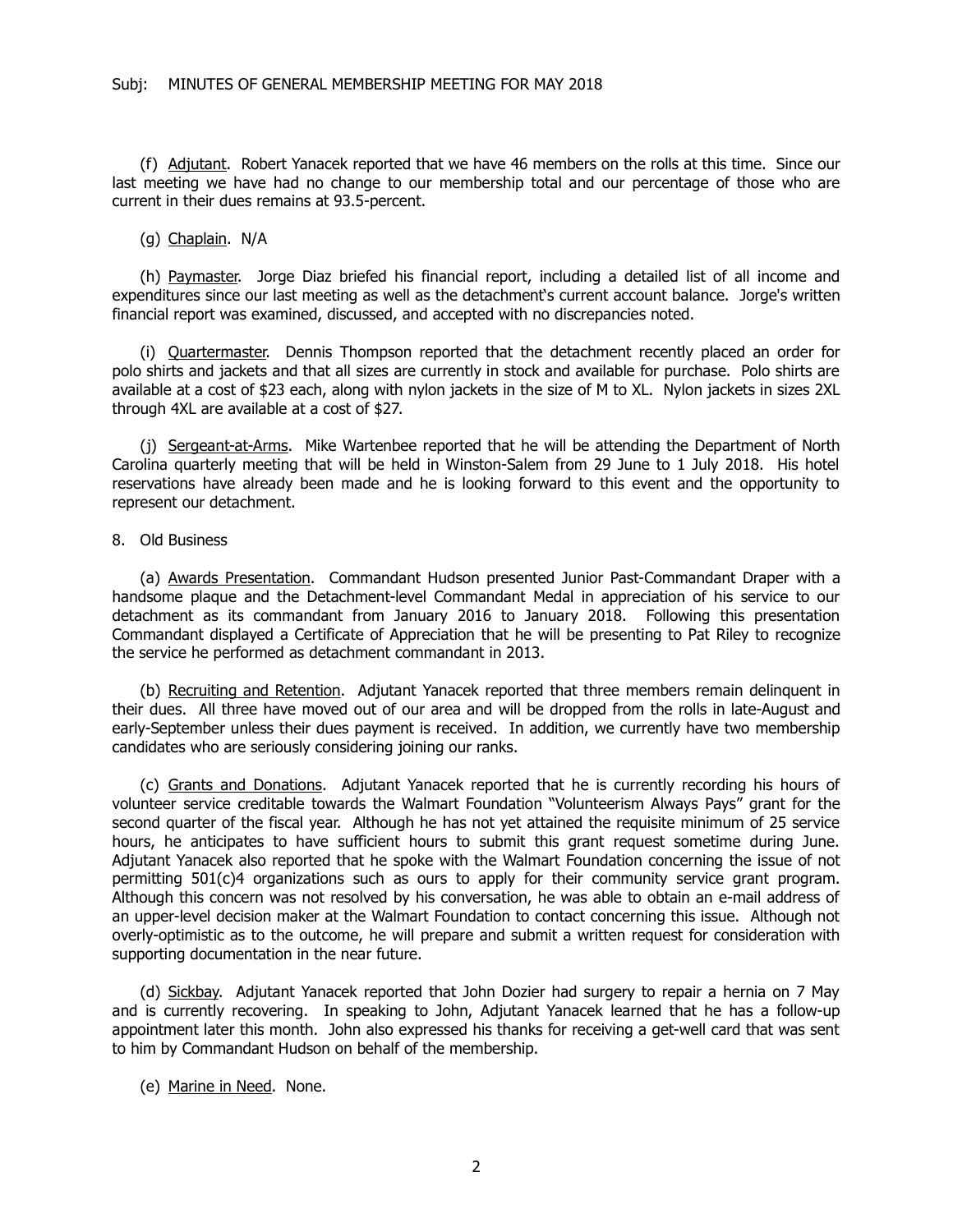Subj: MINUTES OF GENERAL MEMBERSHIP MEETING FOR MAY 2018

(f) Adjutant. Robert Yanacek reported that we have 46 members on the rolls at this time. Since our last meeting we have had no change to our membership total and our percentage of those who are current in their dues remains at 93.5-percent.

(g) Chaplain. N/A

(h) Paymaster. Jorge Diaz briefed his financial report, including a detailed list of all income and expenditures since our last meeting as well as the detachment's current account balance. Jorge's written financial report was examined, discussed, and accepted with no discrepancies noted.

(i) Quartermaster. Dennis Thompson reported that the detachment recently placed an order for polo shirts and jackets and that all sizes are currently in stock and available for purchase. Polo shirts are available at a cost of $23 each, along with nylon jackets in the size of M to XL. Nylon jackets in sizes 2XL through 4XL are available at a cost of $27.

(j) Sergeant-at-Arms. Mike Wartenbee reported that he will be attending the Department of North Carolina quarterly meeting that will be held in Winston-Salem from 29 June to 1 July 2018. His hotel reservations have already been made and he is looking forward to this event and the opportunity to represent our detachment.

8. Old Business

(a) Awards Presentation. Commandant Hudson presented Junior Past-Commandant Draper with a handsome plaque and the Detachment-level Commandant Medal in appreciation of his service to our detachment as its commandant from January 2016 to January 2018. Following this presentation Commandant displayed a Certificate of Appreciation that he will be presenting to Pat Riley to recognize the service he performed as detachment commandant in 2013.

(b) Recruiting and Retention. Adjutant Yanacek reported that three members remain delinquent in their dues. All three have moved out of our area and will be dropped from the rolls in late-August and early-September unless their dues payment is received. In addition, we currently have two membership candidates who are seriously considering joining our ranks.

(c) Grants and Donations. Adjutant Yanacek reported that he is currently recording his hours of volunteer service creditable towards the Walmart Foundation "Volunteerism Always Pays" grant for the second quarter of the fiscal year. Although he has not yet attained the requisite minimum of 25 service hours, he anticipates to have sufficient hours to submit this grant request sometime during June. Adjutant Yanacek also reported that he spoke with the Walmart Foundation concerning the issue of not permitting 501(c)4 organizations such as ours to apply for their community service grant program. Although this concern was not resolved by his conversation, he was able to obtain an e-mail address of an upper-level decision maker at the Walmart Foundation to contact concerning this issue. Although not overly-optimistic as to the outcome, he will prepare and submit a written request for consideration with supporting documentation in the near future.

(d) Sickbay. Adjutant Yanacek reported that John Dozier had surgery to repair a hernia on 7 May and is currently recovering. In speaking to John, Adjutant Yanacek learned that he has a follow-up appointment later this month. John also expressed his thanks for receiving a get-well card that was sent to him by Commandant Hudson on behalf of the membership.

(e) Marine in Need. None.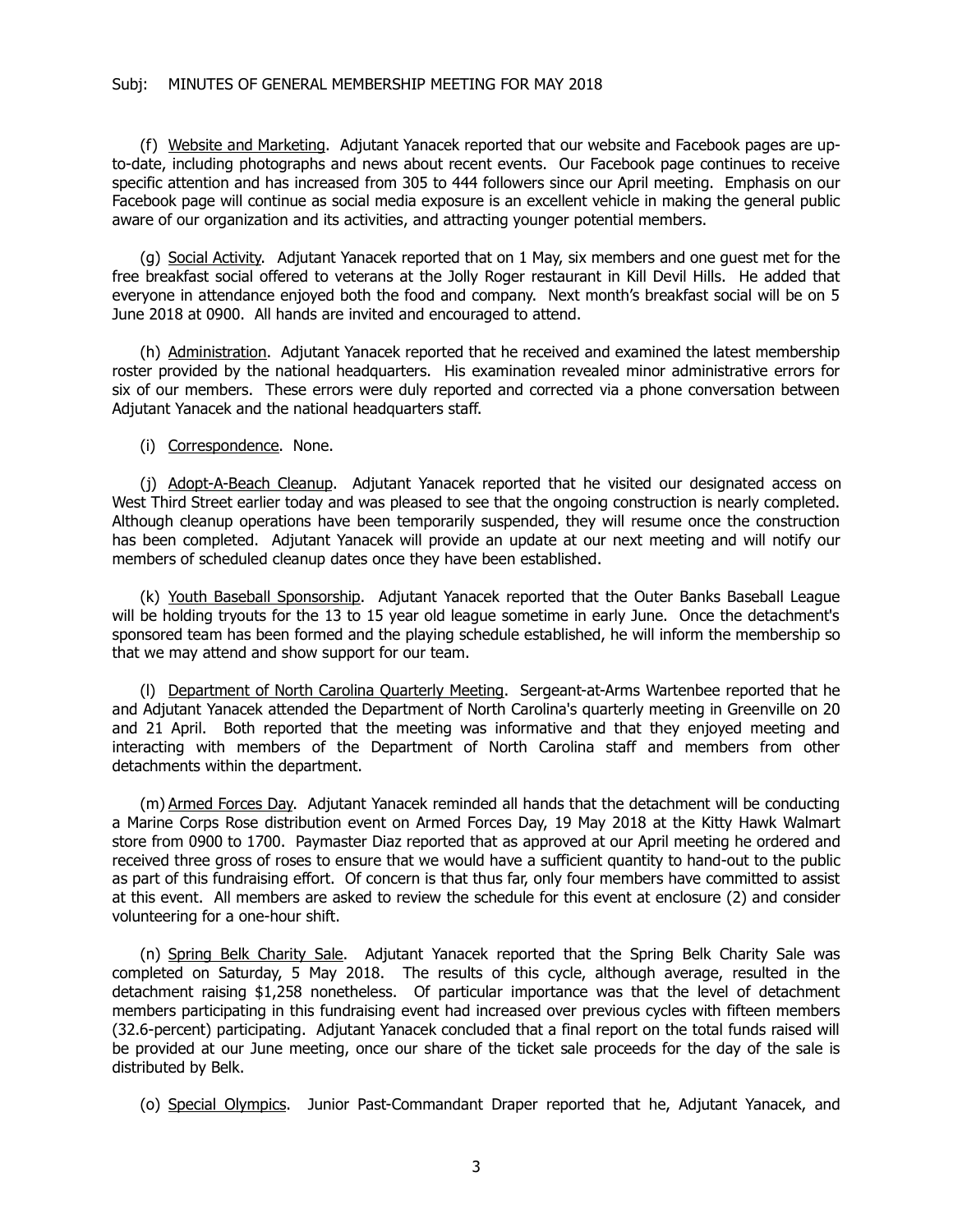Subj: MINUTES OF GENERAL MEMBERSHIP MEETING FOR MAY 2018

(f) Website and Marketing. Adjutant Yanacek reported that our website and Facebook pages are up-to-date, including photographs and news about recent events. Our Facebook page continues to receive specific attention and has increased from 305 to 444 followers since our April meeting. Emphasis on our Facebook page will continue as social media exposure is an excellent vehicle in making the general public aware of our organization and its activities, and attracting younger potential members.

(g) Social Activity. Adjutant Yanacek reported that on 1 May, six members and one guest met for the free breakfast social offered to veterans at the Jolly Roger restaurant in Kill Devil Hills. He added that everyone in attendance enjoyed both the food and company. Next month's breakfast social will be on 5 June 2018 at 0900. All hands are invited and encouraged to attend.

(h) Administration. Adjutant Yanacek reported that he received and examined the latest membership roster provided by the national headquarters. His examination revealed minor administrative errors for six of our members. These errors were duly reported and corrected via a phone conversation between Adjutant Yanacek and the national headquarters staff.

(i) Correspondence. None.

(j) Adopt-A-Beach Cleanup. Adjutant Yanacek reported that he visited our designated access on West Third Street earlier today and was pleased to see that the ongoing construction is nearly completed. Although cleanup operations have been temporarily suspended, they will resume once the construction has been completed. Adjutant Yanacek will provide an update at our next meeting and will notify our members of scheduled cleanup dates once they have been established.

(k) Youth Baseball Sponsorship. Adjutant Yanacek reported that the Outer Banks Baseball League will be holding tryouts for the 13 to 15 year old league sometime in early June. Once the detachment's sponsored team has been formed and the playing schedule established, he will inform the membership so that we may attend and show support for our team.

(l) Department of North Carolina Quarterly Meeting. Sergeant-at-Arms Wartenbee reported that he and Adjutant Yanacek attended the Department of North Carolina's quarterly meeting in Greenville on 20 and 21 April. Both reported that the meeting was informative and that they enjoyed meeting and interacting with members of the Department of North Carolina staff and members from other detachments within the department.

(m) Armed Forces Day. Adjutant Yanacek reminded all hands that the detachment will be conducting a Marine Corps Rose distribution event on Armed Forces Day, 19 May 2018 at the Kitty Hawk Walmart store from 0900 to 1700. Paymaster Diaz reported that as approved at our April meeting he ordered and received three gross of roses to ensure that we would have a sufficient quantity to hand-out to the public as part of this fundraising effort. Of concern is that thus far, only four members have committed to assist at this event. All members are asked to review the schedule for this event at enclosure (2) and consider volunteering for a one-hour shift.

(n) Spring Belk Charity Sale. Adjutant Yanacek reported that the Spring Belk Charity Sale was completed on Saturday, 5 May 2018. The results of this cycle, although average, resulted in the detachment raising $1,258 nonetheless. Of particular importance was that the level of detachment members participating in this fundraising event had increased over previous cycles with fifteen members (32.6-percent) participating. Adjutant Yanacek concluded that a final report on the total funds raised will be provided at our June meeting, once our share of the ticket sale proceeds for the day of the sale is distributed by Belk.

(o) Special Olympics. Junior Past-Commandant Draper reported that he, Adjutant Yanacek, and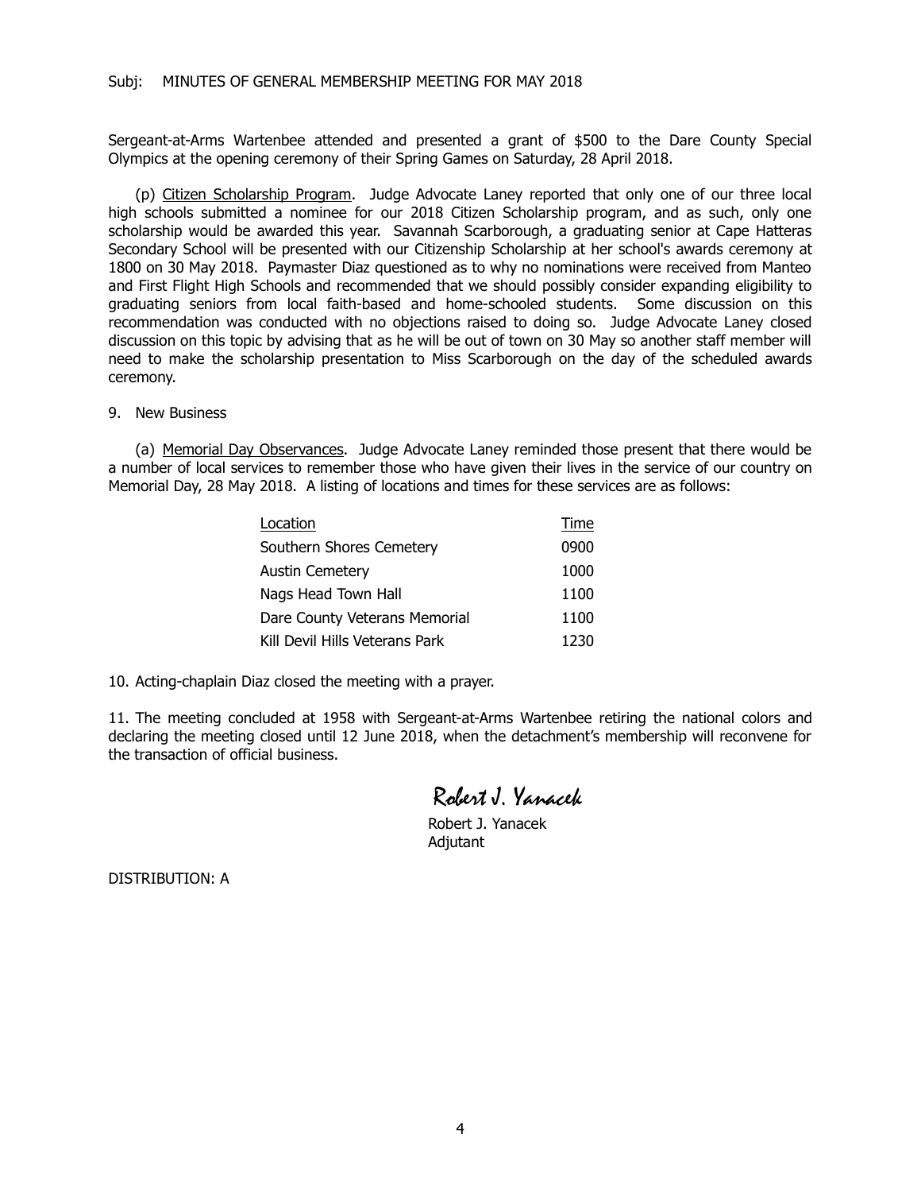Subj: MINUTES OF GENERAL MEMBERSHIP MEETING FOR MAY 2018

Sergeant-at-Arms Wartenbee attended and presented a grant of $500 to the Dare County Special Olympics at the opening ceremony of their Spring Games on Saturday, 28 April 2018.

(p) Citizen Scholarship Program. Judge Advocate Laney reported that only one of our three local high schools submitted a nominee for our 2018 Citizen Scholarship program, and as such, only one scholarship would be awarded this year. Savannah Scarborough, a graduating senior at Cape Hatteras Secondary School will be presented with our Citizenship Scholarship at her school's awards ceremony at 1800 on 30 May 2018. Paymaster Diaz questioned as to why no nominations were received from Manteo and First Flight High Schools and recommended that we should possibly consider expanding eligibility to graduating seniors from local faith-based and home-schooled students. Some discussion on this recommendation was conducted with no objections raised to doing so. Judge Advocate Laney closed discussion on this topic by advising that as he will be out of town on 30 May so another staff member will need to make the scholarship presentation to Miss Scarborough on the day of the scheduled awards ceremony.

9. New Business

(a) Memorial Day Observances. Judge Advocate Laney reminded those present that there would be a number of local services to remember those who have given their lives in the service of our country on Memorial Day, 28 May 2018. A listing of locations and times for these services are as follows:

| Location | Time |
|---|---|
| Southern Shores Cemetery | 0900 |
| Austin Cemetery | 1000 |
| Nags Head Town Hall | 1100 |
| Dare County Veterans Memorial | 1100 |
| Kill Devil Hills Veterans Park | 1230 |

10. Acting-chaplain Diaz closed the meeting with a prayer.

11. The meeting concluded at 1958 with Sergeant-at-Arms Wartenbee retiring the national colors and declaring the meeting closed until 12 June 2018, when the detachment's membership will reconvene for the transaction of official business.

*Robert J. Yanacek*

Robert J. Yanacek
Adjutant

DISTRIBUTION: A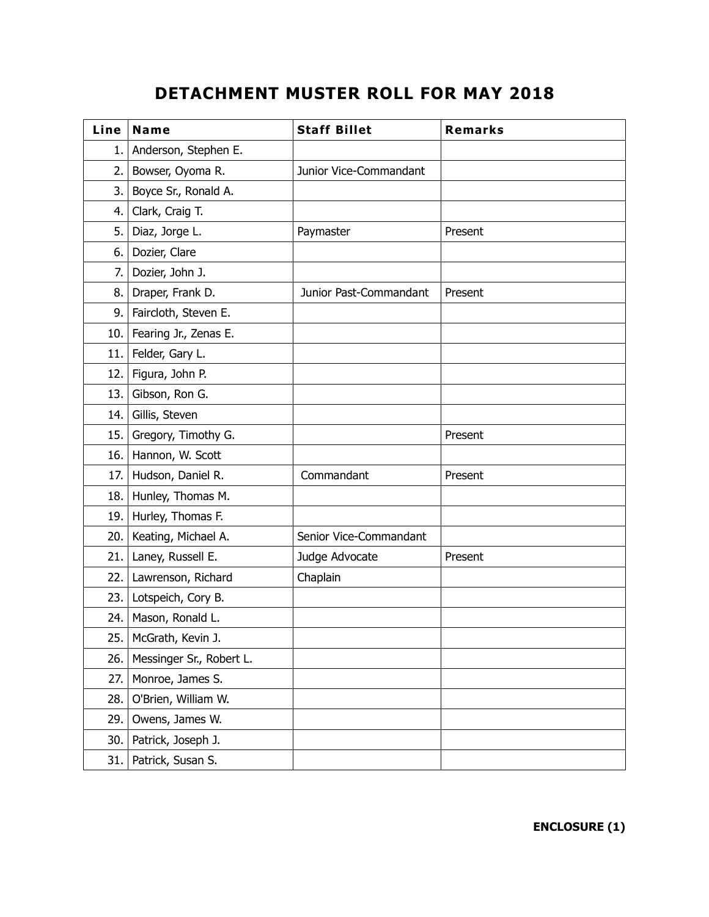# DETACHMENT MUSTER ROLL FOR MAY 2018

| Line | Name | Staff Billet | Remarks |
|---|---|---|---|
| 1. | Anderson, Stephen E. | | |
| 2. | Bowser, Oyoma R. | Junior Vice-Commandant | |
| 3. | Boyce Sr., Ronald A. | | |
| 4. | Clark, Craig T. | | |
| 5. | Diaz, Jorge L. | Paymaster | Present |
| 6. | Dozier, Clare | | |
| 7. | Dozier, John J. | | |
| 8. | Draper, Frank D. | Junior Past-Commandant | Present |
| 9. | Faircloth, Steven E. | | |
| 10. | Fearing Jr., Zenas E. | | |
| 11. | Felder, Gary L. | | |
| 12. | Figura, John P. | | |
| 13. | Gibson, Ron G. | | |
| 14. | Gillis, Steven | | |
| 15. | Gregory, Timothy G. | | Present |
| 16. | Hannon, W. Scott | | |
| 17. | Hudson, Daniel R. | Commandant | Present |
| 18. | Hunley, Thomas M. | | |
| 19. | Hurley, Thomas F. | | |
| 20. | Keating, Michael A. | Senior Vice-Commandant | |
| 21. | Laney, Russell E. | Judge Advocate | Present |
| 22. | Lawrenson, Richard | Chaplain | |
| 23. | Lotspeich, Cory B. | | |
| 24. | Mason, Ronald L. | | |
| 25. | McGrath, Kevin J. | | |
| 26. | Messinger Sr., Robert L. | | |
| 27. | Monroe, James S. | | |
| 28. | O'Brien, William W. | | |
| 29. | Owens, James W. | | |
| 30. | Patrick, Joseph J. | | |
| 31. | Patrick, Susan S. | | |

**ENCLOSURE (1)**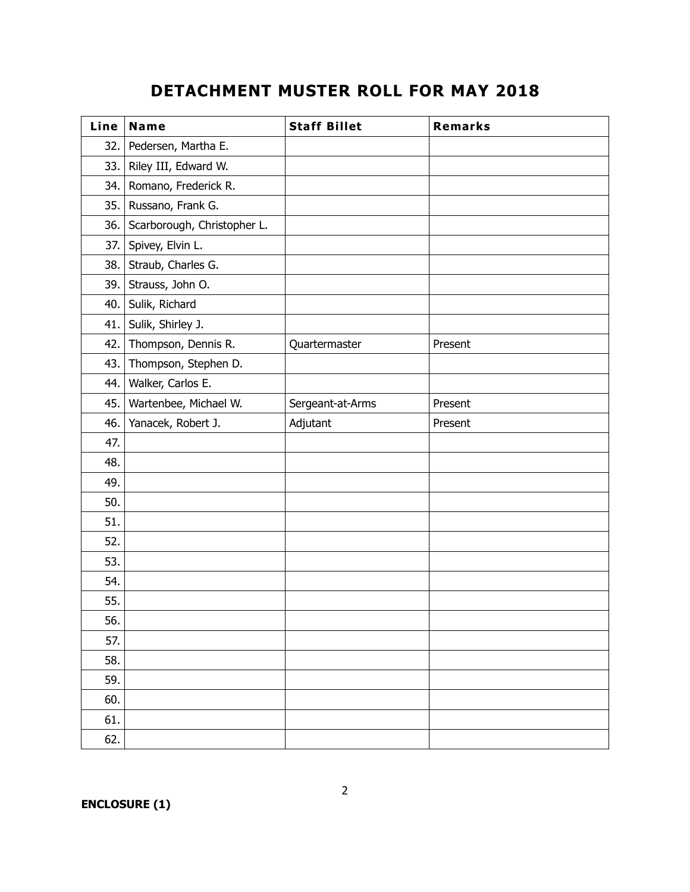# DETACHMENT MUSTER ROLL FOR MAY 2018

| Line | Name | Staff Billet | Remarks |
|---|---|---|---|
| 32. | Pedersen, Martha E. | | |
| 33. | Riley III, Edward W. | | |
| 34. | Romano, Frederick R. | | |
| 35. | Russano, Frank G. | | |
| 36. | Scarborough, Christopher L. | | |
| 37. | Spivey, Elvin L. | | |
| 38. | Straub, Charles G. | | |
| 39. | Strauss, John O. | | |
| 40. | Sulik, Richard | | |
| 41. | Sulik, Shirley J. | | |
| 42. | Thompson, Dennis R. | Quartermaster | Present |
| 43. | Thompson, Stephen D. | | |
| 44. | Walker, Carlos E. | | |
| 45. | Wartenbee, Michael W. | Sergeant-at-Arms | Present |
| 46. | Yanacek, Robert J. | Adjutant | Present |
| 47. | | | |
| 48. | | | |
| 49. | | | |
| 50. | | | |
| 51. | | | |
| 52. | | | |
| 53. | | | |
| 54. | | | |
| 55. | | | |
| 56. | | | |
| 57. | | | |
| 58. | | | |
| 59. | | | |
| 60. | | | |
| 61. | | | |
| 62. | | | |

**ENCLOSURE (1)**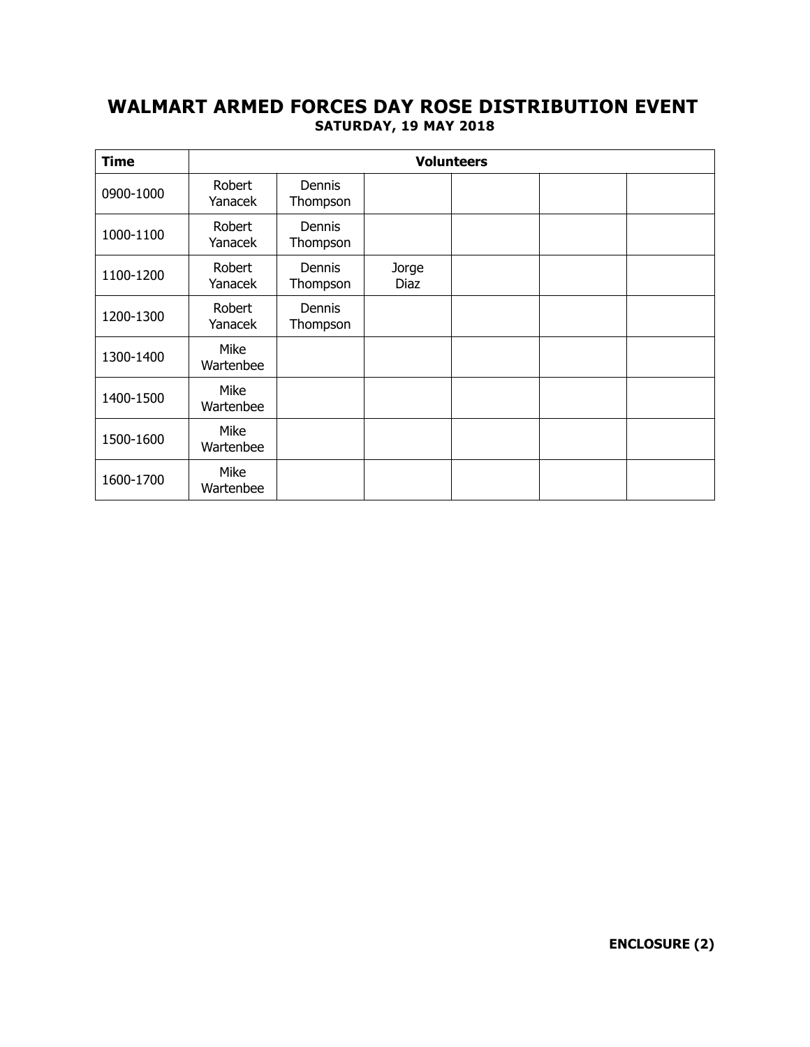## WALMART ARMED FORCES DAY ROSE DISTRIBUTION EVENT

**SATURDAY, 19 MAY 2018**

| Time | Volunteers | | | | | |
|---|---|---|---|---|---|---|
| 0900-1000 | Robert Yanacek | Dennis Thompson | | | | |
| 1000-1100 | Robert Yanacek | Dennis Thompson | | | | |
| 1100-1200 | Robert Yanacek | Dennis Thompson | Jorge Diaz | | | |
| 1200-1300 | Robert Yanacek | Dennis Thompson | | | | |
| 1300-1400 | Mike Wartenbee | | | | | |
| 1400-1500 | Mike Wartenbee | | | | | |
| 1500-1600 | Mike Wartenbee | | | | | |
| 1600-1700 | Mike Wartenbee | | | | | |

**ENCLOSURE (2)**